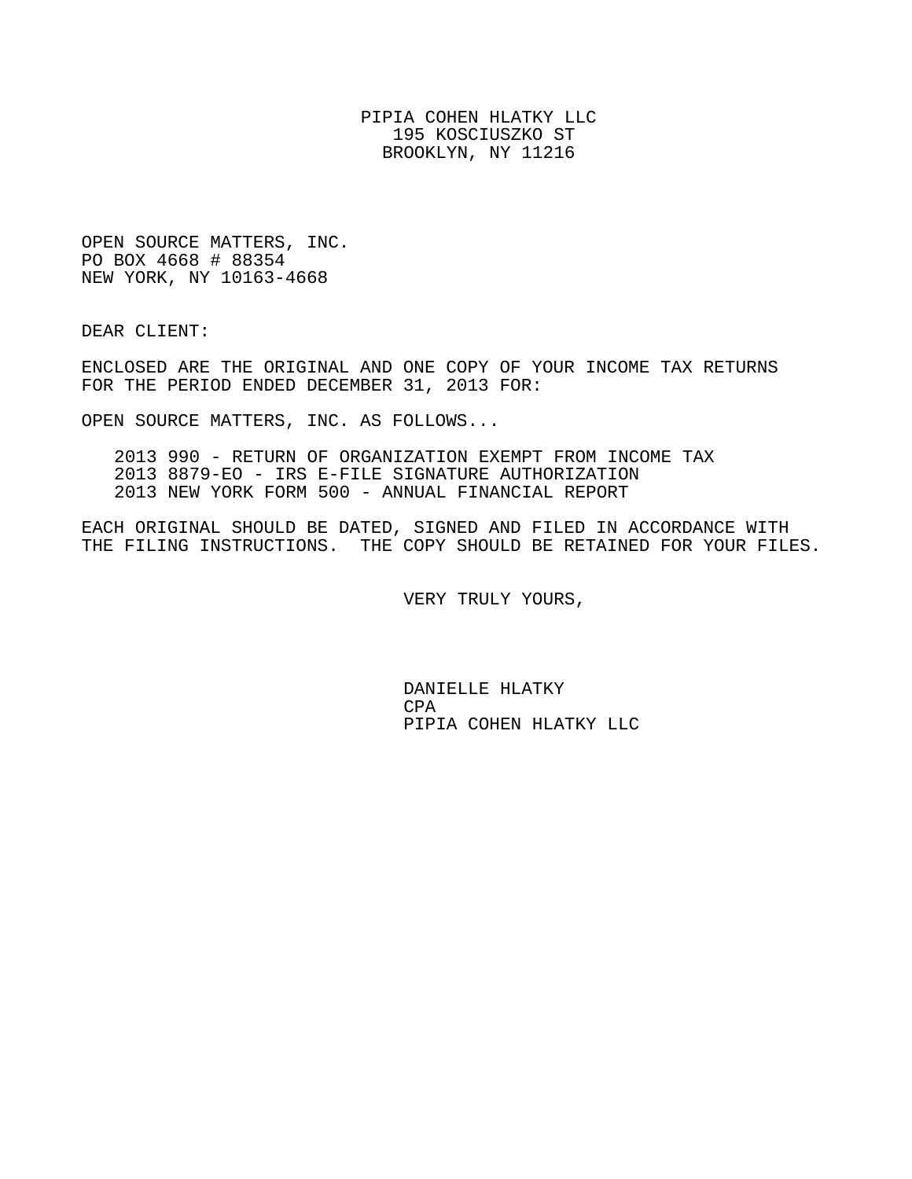PIPIA COHEN HLATKY LLC
195 KOSCIUSZKO ST
BROOKLYN, NY 11216

OPEN SOURCE MATTERS, INC.
PO BOX 4668 # 88354
NEW YORK, NY 10163-4668

DEAR CLIENT:

ENCLOSED ARE THE ORIGINAL AND ONE COPY OF YOUR INCOME TAX RETURNS FOR THE PERIOD ENDED DECEMBER 31, 2013 FOR:

OPEN SOURCE MATTERS, INC. AS FOLLOWS...

- 2013 990 - RETURN OF ORGANIZATION EXEMPT FROM INCOME TAX
- 2013 8879-EO - IRS E-FILE SIGNATURE AUTHORIZATION
- 2013 NEW YORK FORM 500 - ANNUAL FINANCIAL REPORT

EACH ORIGINAL SHOULD BE DATED, SIGNED AND FILED IN ACCORDANCE WITH THE FILING INSTRUCTIONS. THE COPY SHOULD BE RETAINED FOR YOUR FILES.

VERY TRULY YOURS,

DANIELLE HLATKY
CPA
PIPIA COHEN HLATKY LLC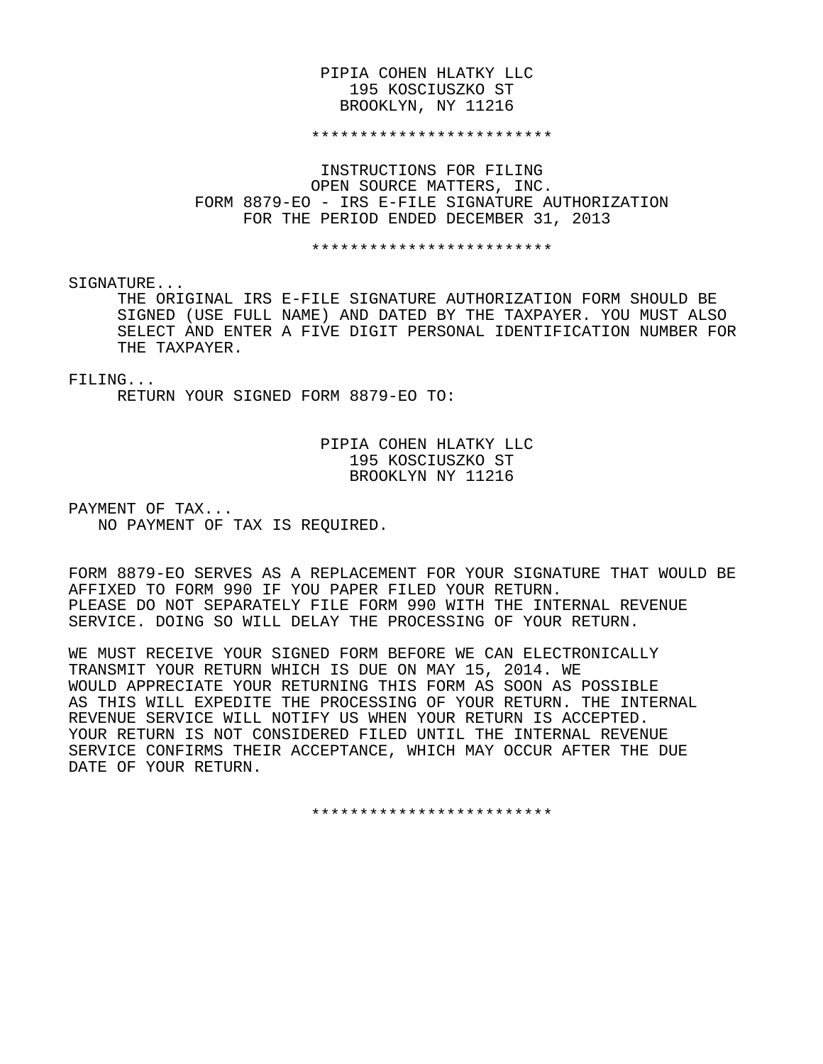PIPIA COHEN HLATKY LLC
195 KOSCIUSZKO ST
BROOKLYN, NY 11216

*************************

INSTRUCTIONS FOR FILING
OPEN SOURCE MATTERS, INC.
FORM 8879-EO - IRS E-FILE SIGNATURE AUTHORIZATION
FOR THE PERIOD ENDED DECEMBER 31, 2013

*************************

SIGNATURE...

THE ORIGINAL IRS E-FILE SIGNATURE AUTHORIZATION FORM SHOULD BE SIGNED (USE FULL NAME) AND DATED BY THE TAXPAYER. YOU MUST ALSO SELECT AND ENTER A FIVE DIGIT PERSONAL IDENTIFICATION NUMBER FOR THE TAXPAYER.

FILING...

RETURN YOUR SIGNED FORM 8879-EO TO:

PIPIA COHEN HLATKY LLC
195 KOSCIUSZKO ST
BROOKLYN NY 11216

PAYMENT OF TAX...

NO PAYMENT OF TAX IS REQUIRED.

FORM 8879-EO SERVES AS A REPLACEMENT FOR YOUR SIGNATURE THAT WOULD BE AFFIXED TO FORM 990 IF YOU PAPER FILED YOUR RETURN. PLEASE DO NOT SEPARATELY FILE FORM 990 WITH THE INTERNAL REVENUE SERVICE. DOING SO WILL DELAY THE PROCESSING OF YOUR RETURN.

WE MUST RECEIVE YOUR SIGNED FORM BEFORE WE CAN ELECTRONICALLY TRANSMIT YOUR RETURN WHICH IS DUE ON MAY 15, 2014. WE WOULD APPRECIATE YOUR RETURNING THIS FORM AS SOON AS POSSIBLE AS THIS WILL EXPEDITE THE PROCESSING OF YOUR RETURN. THE INTERNAL REVENUE SERVICE WILL NOTIFY US WHEN YOUR RETURN IS ACCEPTED. YOUR RETURN IS NOT CONSIDERED FILED UNTIL THE INTERNAL REVENUE SERVICE CONFIRMS THEIR ACCEPTANCE, WHICH MAY OCCUR AFTER THE DUE DATE OF YOUR RETURN.

*************************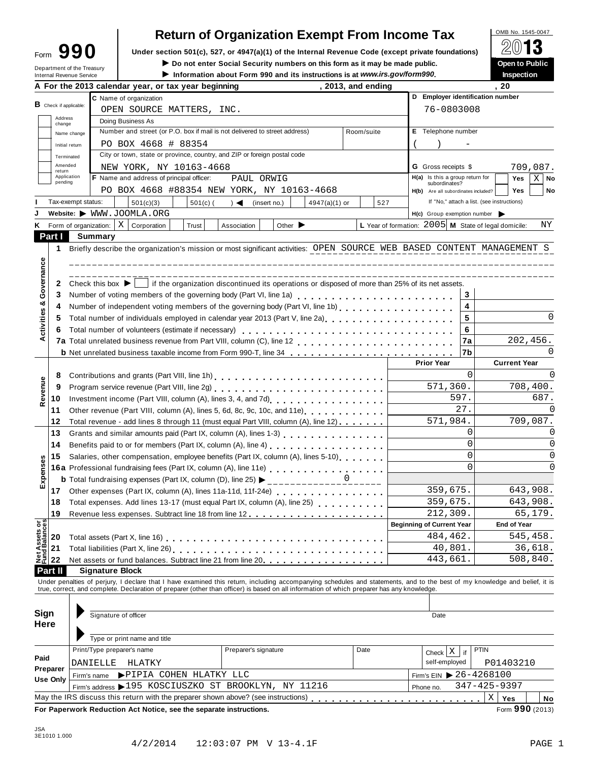Form **990**

Department of the Treasury
Internal Revenue Service

# Return of Organization Exempt From Income Tax

**Under section 501(c), 527, or 4947(a)(1) of the Internal Revenue Code (except private foundations)**

▶ **Do not enter Social Security numbers on this form as it may be made public.**

▶ **Information about Form 990 and its instructions is at *www.irs.gov/form990*.**

OMB No. 1545-0047

**2013**

**Open to Public Inspection**

**A For the 2013 calendar year, or tax year beginning , 2013, and ending , 20**

**B** Check if applicable: Address change, Name change, Initial return, Terminated, Amended return, Application pending

**C** Name of organization: OPEN SOURCE MATTERS, INC.

Doing Business As

Number and street (or P.O. box if mail is not delivered to street address) / Room/suite: PO BOX 4668 # 88354

City or town, state or province, country, and ZIP or foreign postal code: NEW YORK, NY 10163-4668

**D** Employer identification number: 76-0803008

**E** Telephone number: ( ) -

**G** Gross receipts $ 709,087.

**F** Name and address of principal officer: PAUL ORWIG, PO BOX 4668 #88354 NEW YORK, NY 10163-4668

**H(a)** Is this a group return for subordinates? Yes [ ] No [X]

**H(b)** Are all subordinates included? Yes [ ] No [ ]

If "No," attach a list. (see instructions)

**I** Tax-exempt status: [ ] 501(c)(3) [ ] 501(c) ( ) ◀ (insert no.) [ ] 4947(a)(1) or [ ] 527

**J** Website: ▶ WWW.JOOMLA.ORG

**H(c)** Group exemption number ▶

**K** Form of organization: [X] Corporation [ ] Trust [ ] Association [ ] Other ▶

**L** Year of formation: 2005 **M** State of legal domicile: NY

## Part I Summary

**Activities & Governance**

1 Briefly describe the organization's mission or most significant activities: OPEN SOURCE WEB BASED CONTENT MANAGEMENT S

2 Check this box ▶ [ ] if the organization discontinued its operations or disposed of more than 25% of its net assets.

| | | Line | |
|---|---|---|---|
| 3 | Number of voting members of the governing body (Part VI, line 1a) | 3 | |
| 4 | Number of independent voting members of the governing body (Part VI, line 1b) | 4 | |
| 5 | Total number of individuals employed in calendar year 2013 (Part V, line 2a) | 5 | 0 |
| 6 | Total number of volunteers (estimate if necessary) | 6 | |
| 7a | Total unrelated business revenue from Part VIII, column (C), line 12 | 7a | 202,456. |
| b | Net unrelated business taxable income from Form 990-T, line 34 | 7b | 0 |

| | | Prior Year | Current Year |
|---|---|---|---|
| **Revenue** | | | |
| 8 | Contributions and grants (Part VIII, line 1h) | 0 | 0 |
| 9 | Program service revenue (Part VIII, line 2g) | 571,360. | 708,400. |
| 10 | Investment income (Part VIII, column (A), lines 3, 4, and 7d) | 597. | 687. |
| 11 | Other revenue (Part VIII, column (A), lines 5, 6d, 8c, 9c, 10c, and 11e) | 27. | 0 |
| 12 | Total revenue - add lines 8 through 11 (must equal Part VIII, column (A), line 12) | 571,984. | 709,087. |
| **Expenses** | | | |
| 13 | Grants and similar amounts paid (Part IX, column (A), lines 1-3) | 0 | 0 |
| 14 | Benefits paid to or for members (Part IX, column (A), line 4) | 0 | 0 |
| 15 | Salaries, other compensation, employee benefits (Part IX, column (A), lines 5-10) | 0 | 0 |
| 16a | Professional fundraising fees (Part IX, column (A), line 11e) | 0 | 0 |
| b | Total fundraising expenses (Part IX, column (D), line 25) ▶ 0 | | |
| 17 | Other expenses (Part IX, column (A), lines 11a-11d, 11f-24e) | 359,675. | 643,908. |
| 18 | Total expenses. Add lines 13-17 (must equal Part IX, column (A), line 25) | 359,675. | 643,908. |
| 19 | Revenue less expenses. Subtract line 18 from line 12 | 212,309. | 65,179. |

| **Net Assets or Fund Balances** | | Beginning of Current Year | End of Year |
|---|---|---|---|
| 20 | Total assets (Part X, line 16) | 484,462. | 545,458. |
| 21 | Total liabilities (Part X, line 26) | 40,801. | 36,618. |
| 22 | Net assets or fund balances. Subtract line 21 from line 20 | 443,661. | 508,840. |

## Part II Signature Block

Under penalties of perjury, I declare that I have examined this return, including accompanying schedules and statements, and to the best of my knowledge and belief, it is true, correct, and complete. Declaration of preparer (other than officer) is based on all information of which preparer has any knowledge.

**Sign Here**

▶ Signature of officer — Date

▶ Type or print name and title

**Paid Preparer Use Only**

| Print/Type preparer's name | Preparer's signature | Date | Check [X] if self-employed | PTIN |
|---|---|---|---|---|
| DANIELLE HLATKY | | | | P01403210 |

Firm's name ▶ PIPIA COHEN HLATKY LLC — Firm's EIN ▶ 26-4268100

Firm's address ▶ 195 KOSCIUSZKO ST BROOKLYN, NY 11216 — Phone no. 347-425-9397

May the IRS discuss this return with the preparer shown above? (see instructions) [X] Yes [ ] No

**For Paperwork Reduction Act Notice, see the separate instructions.** Form **990** (2013)

JSA 3E1010 1.000

4/2/2014 12:03:07 PM V 13-4.1F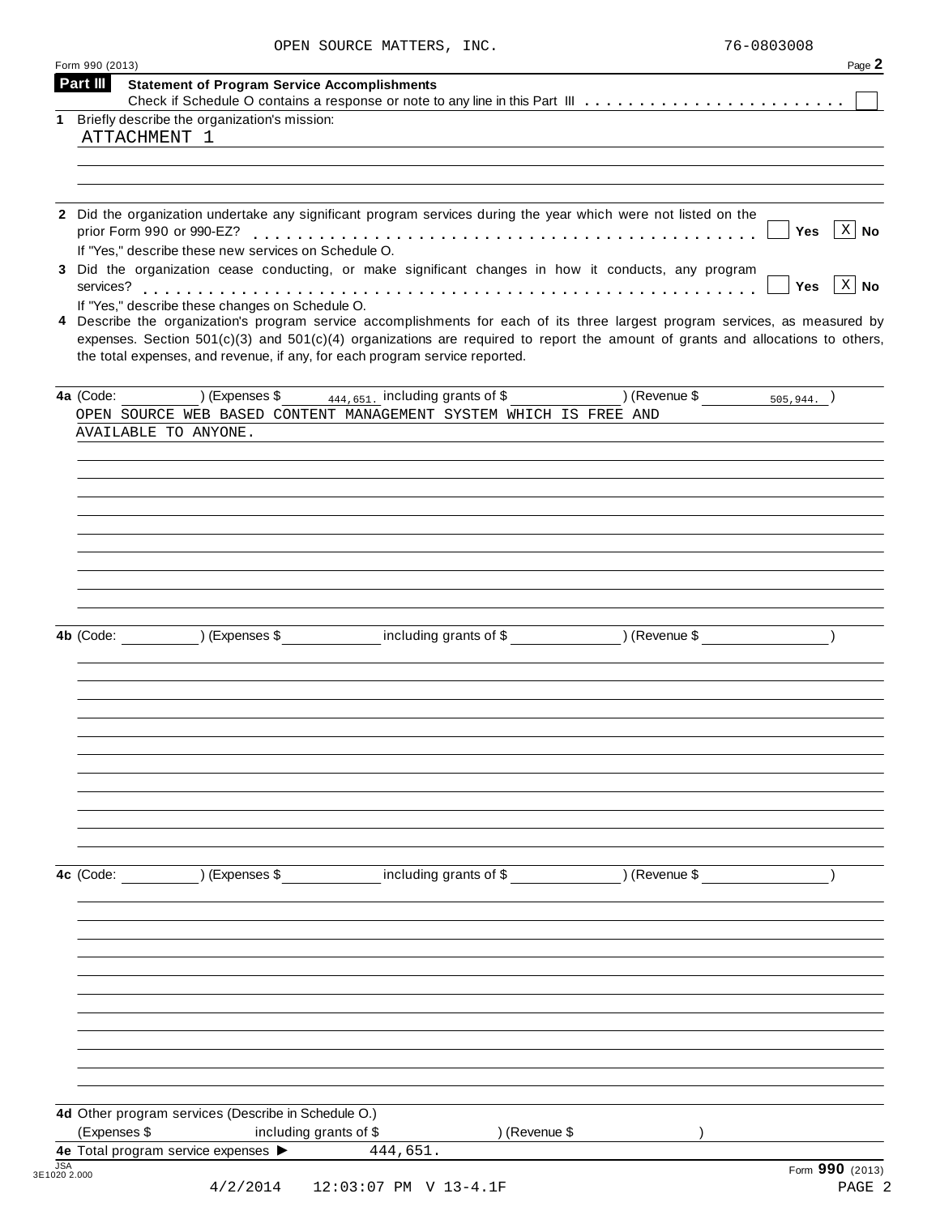OPEN SOURCE MATTERS, INC. 76-0803008

Form 990 (2013) Page **2**

## Part III Statement of Program Service Accomplishments

Check if Schedule O contains a response or note to any line in this Part III . . . . . . . . . . . . . . . . . . . . . . . . ☐

**1** Briefly describe the organization's mission:

ATTACHMENT 1

**2** Did the organization undertake any significant program services during the year which were not listed on the prior Form 990 or 990-EZ? . . . . . . . . . . . . . . . . . . . . . . . . . . . . . . . . . . . . . . . . ☐ Yes ☒ No

If "Yes," describe these new services on Schedule O.

**3** Did the organization cease conducting, or make significant changes in how it conducts, any program services? . . . . . . . . . . . . . . . . . . . . . . . . . . . . . . . . . . . . . . . . . . . . . . . . . . . . ☐ Yes ☒ No

If "Yes," describe these changes on Schedule O.

**4** Describe the organization's program service accomplishments for each of its three largest program services, as measured by expenses. Section 501(c)(3) and 501(c)(4) organizations are required to report the amount of grants and allocations to others, the total expenses, and revenue, if any, for each program service reported.

**4a** (Code: ) (Expenses $ 444,651. including grants of $ ) (Revenue $ 505,944. )

OPEN SOURCE WEB BASED CONTENT MANAGEMENT SYSTEM WHICH IS FREE AND AVAILABLE TO ANYONE.

**4b** (Code: ) (Expenses $ including grants of $ ) (Revenue $ )

**4c** (Code: ) (Expenses $ including grants of $ ) (Revenue $ )

**4d** Other program services (Describe in Schedule O.)

(Expenses $ including grants of $ ) (Revenue $ )

**4e** Total program service expenses ▶ 444,651.

Form **990** (2013)

4/2/2014 12:03:07 PM V 13-4.1F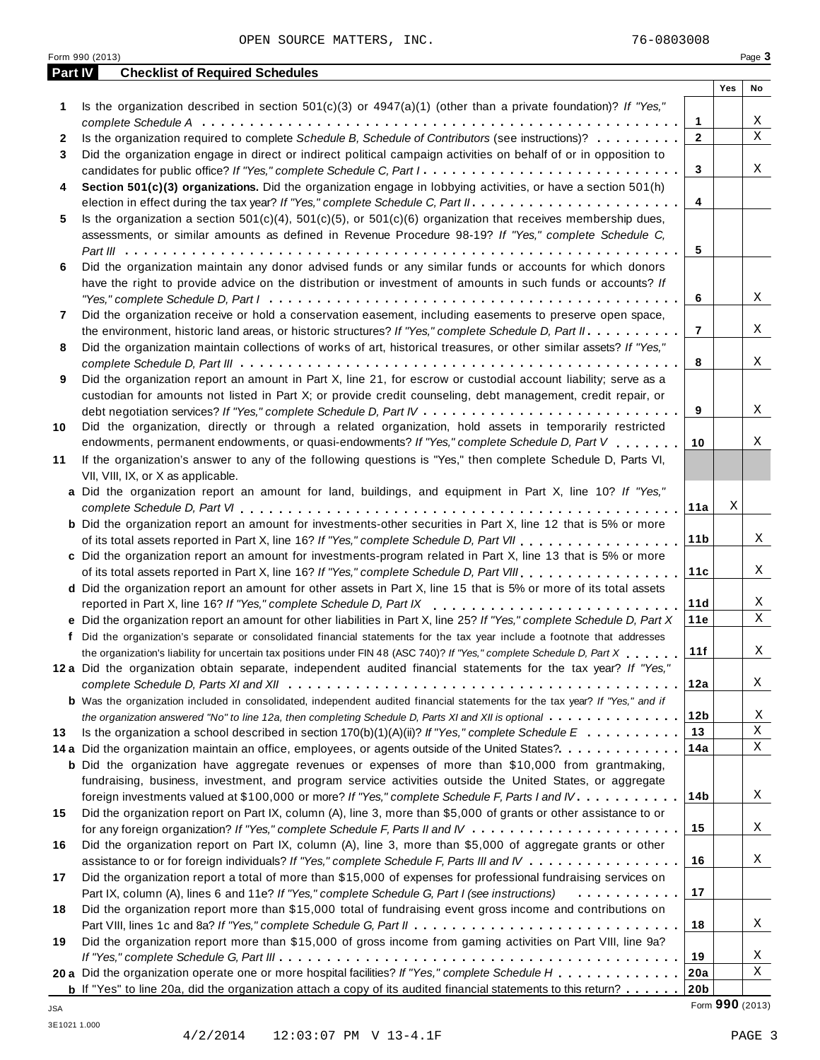OPEN SOURCE MATTERS, INC. 76-0803008

Form 990 (2013)

## Part IV Checklist of Required Schedules

| | | | Yes | No |
|---|---|---|---|---|
| **1** | Is the organization described in section 501(c)(3) or 4947(a)(1) (other than a private foundation)? *If "Yes," complete Schedule A* | 1 | | X |
| **2** | Is the organization required to complete *Schedule B, Schedule of Contributors* (see instructions)? | 2 | | X |
| **3** | Did the organization engage in direct or indirect political campaign activities on behalf of or in opposition to candidates for public office? *If "Yes," complete Schedule C, Part I* | 3 | | X |
| **4** | **Section 501(c)(3) organizations.** Did the organization engage in lobbying activities, or have a section 501(h) election in effect during the tax year? *If "Yes," complete Schedule C, Part II* | 4 | | |
| **5** | Is the organization a section 501(c)(4), 501(c)(5), or 501(c)(6) organization that receives membership dues, assessments, or similar amounts as defined in Revenue Procedure 98-19? *If "Yes," complete Schedule C, Part III* | 5 | | |
| **6** | Did the organization maintain any donor advised funds or any similar funds or accounts for which donors have the right to provide advice on the distribution or investment of amounts in such funds or accounts? *If "Yes," complete Schedule D, Part I* | 6 | | X |
| **7** | Did the organization receive or hold a conservation easement, including easements to preserve open space, the environment, historic land areas, or historic structures? *If "Yes," complete Schedule D, Part II* | 7 | | X |
| **8** | Did the organization maintain collections of works of art, historical treasures, or other similar assets? *If "Yes," complete Schedule D, Part III* | 8 | | X |
| **9** | Did the organization report an amount in Part X, line 21, for escrow or custodial account liability; serve as a custodian for amounts not listed in Part X; or provide credit counseling, debt management, credit repair, or debt negotiation services? *If "Yes," complete Schedule D, Part IV* | 9 | | X |
| **10** | Did the organization, directly or through a related organization, hold assets in temporarily restricted endowments, permanent endowments, or quasi-endowments? *If "Yes," complete Schedule D, Part V* | 10 | | X |
| **11** | If the organization's answer to any of the following questions is "Yes," then complete Schedule D, Parts VI, VII, VIII, IX, or X as applicable. | | | |
| **a** | Did the organization report an amount for land, buildings, and equipment in Part X, line 10? *If "Yes," complete Schedule D, Part VI* | 11a | X | |
| **b** | Did the organization report an amount for investments-other securities in Part X, line 12 that is 5% or more of its total assets reported in Part X, line 16? *If "Yes," complete Schedule D, Part VII* | 11b | | X |
| **c** | Did the organization report an amount for investments-program related in Part X, line 13 that is 5% or more of its total assets reported in Part X, line 16? *If "Yes," complete Schedule D, Part VIII* | 11c | | X |
| **d** | Did the organization report an amount for other assets in Part X, line 15 that is 5% or more of its total assets reported in Part X, line 16? *If "Yes," complete Schedule D, Part IX* | 11d | | X |
| **e** | Did the organization report an amount for other liabilities in Part X, line 25? *If "Yes," complete Schedule D, Part X* | 11e | | X |
| **f** | Did the organization's separate or consolidated financial statements for the tax year include a footnote that addresses the organization's liability for uncertain tax positions under FIN 48 (ASC 740)? *If "Yes," complete Schedule D, Part X* | 11f | | X |
| **12a** | Did the organization obtain separate, independent audited financial statements for the tax year? *If "Yes," complete Schedule D, Parts XI and XII* | 12a | | X |
| **b** | Was the organization included in consolidated, independent audited financial statements for the tax year? *If "Yes," and if the organization answered "No" to line 12a, then completing Schedule D, Parts XI and XII is optional* | 12b | | X |
| **13** | Is the organization a school described in section 170(b)(1)(A)(ii)? *If "Yes," complete Schedule E* | 13 | | X |
| **14a** | Did the organization maintain an office, employees, or agents outside of the United States? | 14a | | X |
| **b** | Did the organization have aggregate revenues or expenses of more than $10,000 from grantmaking, fundraising, business, investment, and program service activities outside the United States, or aggregate foreign investments valued at $100,000 or more? *If "Yes," complete Schedule F, Parts I and IV* | 14b | | X |
| **15** | Did the organization report on Part IX, column (A), line 3, more than $5,000 of grants or other assistance to or for any foreign organization? *If "Yes," complete Schedule F, Parts II and IV* | 15 | | X |
| **16** | Did the organization report on Part IX, column (A), line 3, more than $5,000 of aggregate grants or other assistance to or for foreign individuals? *If "Yes," complete Schedule F, Parts III and IV* | 16 | | X |
| **17** | Did the organization report a total of more than $15,000 of expenses for professional fundraising services on Part IX, column (A), lines 6 and 11e? *If "Yes," complete Schedule G, Part I (see instructions)* | 17 | | |
| **18** | Did the organization report more than $15,000 total of fundraising event gross income and contributions on Part VIII, lines 1c and 8a? *If "Yes," complete Schedule G, Part II* | 18 | | X |
| **19** | Did the organization report more than $15,000 of gross income from gaming activities on Part VIII, line 9a? *If "Yes," complete Schedule G, Part III* | 19 | | X |
| **20a** | Did the organization operate one or more hospital facilities? *If "Yes," complete Schedule H* | 20a | | X |
| **b** | If "Yes" to line 20a, did the organization attach a copy of its audited financial statements to this return? | 20b | | |

Form **990** (2013)

JSA
3E1021 1.000

4/2/2014 12:03:07 PM V 13-4.1F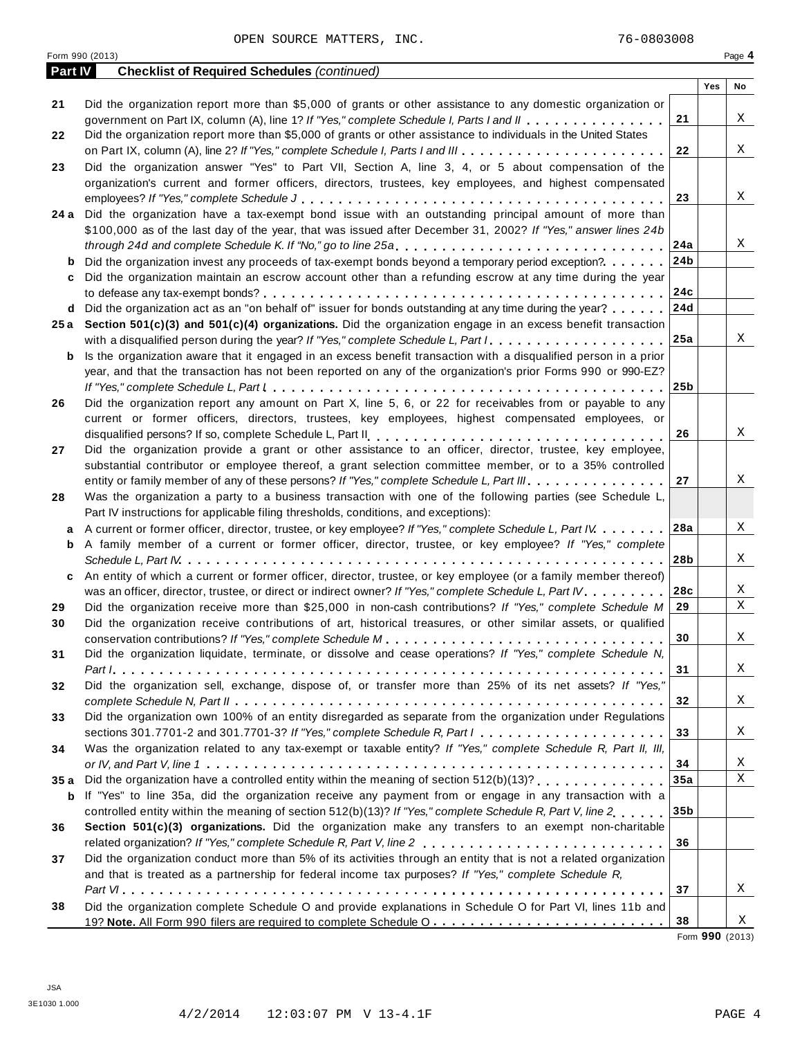OPEN SOURCE MATTERS, INC. 76-0803008

Form 990 (2013) Page **4**

## Part IV Checklist of Required Schedules *(continued)*

| | | | Yes | No |
|---|---|---|---|---|
| 21 | Did the organization report more than $5,000 of grants or other assistance to any domestic organization or government on Part IX, column (A), line 1? *If "Yes," complete Schedule I, Parts I and II* | 21 | | X |
| 22 | Did the organization report more than $5,000 of grants or other assistance to individuals in the United States on Part IX, column (A), line 2? *If "Yes," complete Schedule I, Parts I and III* | 22 | | X |
| 23 | Did the organization answer "Yes" to Part VII, Section A, line 3, 4, or 5 about compensation of the organization's current and former officers, directors, trustees, key employees, and highest compensated employees? *If "Yes," complete Schedule J* | 23 | | X |
| 24 a | Did the organization have a tax-exempt bond issue with an outstanding principal amount of more than $100,000 as of the last day of the year, that was issued after December 31, 2002? *If "Yes," answer lines 24b through 24d and complete Schedule K. If "No," go to line 25a* | 24a | | X |
| b | Did the organization invest any proceeds of tax-exempt bonds beyond a temporary period exception? | 24b | | |
| c | Did the organization maintain an escrow account other than a refunding escrow at any time during the year to defease any tax-exempt bonds? | 24c | | |
| d | Did the organization act as an "on behalf of" issuer for bonds outstanding at any time during the year? | 24d | | |
| 25 a | **Section 501(c)(3) and 501(c)(4) organizations.** Did the organization engage in an excess benefit transaction with a disqualified person during the year? *If "Yes," complete Schedule L, Part I* | 25a | | X |
| b | Is the organization aware that it engaged in an excess benefit transaction with a disqualified person in a prior year, and that the transaction has not been reported on any of the organization's prior Forms 990 or 990-EZ? *If "Yes," complete Schedule L, Part I* | 25b | | |
| 26 | Did the organization report any amount on Part X, line 5, 6, or 22 for receivables from or payable to any current or former officers, directors, trustees, key employees, highest compensated employees, or disqualified persons? If so, complete Schedule L, Part II | 26 | | X |
| 27 | Did the organization provide a grant or other assistance to an officer, director, trustee, key employee, substantial contributor or employee thereof, a grant selection committee member, or to a 35% controlled entity or family member of any of these persons? *If "Yes," complete Schedule L, Part III* | 27 | | X |
| 28 | Was the organization a party to a business transaction with one of the following parties (see Schedule L, Part IV instructions for applicable filing thresholds, conditions, and exceptions): | | | |
| a | A current or former officer, director, trustee, or key employee? *If "Yes," complete Schedule L, Part IV* | 28a | | X |
| b | A family member of a current or former officer, director, trustee, or key employee? *If "Yes," complete Schedule L, Part IV* | 28b | | X |
| c | An entity of which a current or former officer, director, trustee, or key employee (or a family member thereof) was an officer, director, trustee, or direct or indirect owner? *If "Yes," complete Schedule L, Part IV* | 28c | | X |
| 29 | Did the organization receive more than $25,000 in non-cash contributions? *If "Yes," complete Schedule M* | 29 | | X |
| 30 | Did the organization receive contributions of art, historical treasures, or other similar assets, or qualified conservation contributions? *If "Yes," complete Schedule M* | 30 | | X |
| 31 | Did the organization liquidate, terminate, or dissolve and cease operations? *If "Yes," complete Schedule N, Part I* | 31 | | X |
| 32 | Did the organization sell, exchange, dispose of, or transfer more than 25% of its net assets? *If "Yes," complete Schedule N, Part II* | 32 | | X |
| 33 | Did the organization own 100% of an entity disregarded as separate from the organization under Regulations sections 301.7701-2 and 301.7701-3? *If "Yes," complete Schedule R, Part I* | 33 | | X |
| 34 | Was the organization related to any tax-exempt or taxable entity? *If "Yes," complete Schedule R, Part II, III, or IV, and Part V, line 1* | 34 | | X |
| 35 a | Did the organization have a controlled entity within the meaning of section 512(b)(13)? | 35a | | X |
| b | If "Yes" to line 35a, did the organization receive any payment from or engage in any transaction with a controlled entity within the meaning of section 512(b)(13)? *If "Yes," complete Schedule R, Part V, line 2* | 35b | | |
| 36 | **Section 501(c)(3) organizations.** Did the organization make any transfers to an exempt non-charitable related organization? *If "Yes," complete Schedule R, Part V, line 2* | 36 | | |
| 37 | Did the organization conduct more than 5% of its activities through an entity that is not a related organization and that is treated as a partnership for federal income tax purposes? *If "Yes," complete Schedule R, Part VI* | 37 | | X |
| 38 | Did the organization complete Schedule O and provide explanations in Schedule O for Part VI, lines 11b and 19? **Note.** All Form 990 filers are required to complete Schedule O | 38 | | X |

Form **990** (2013)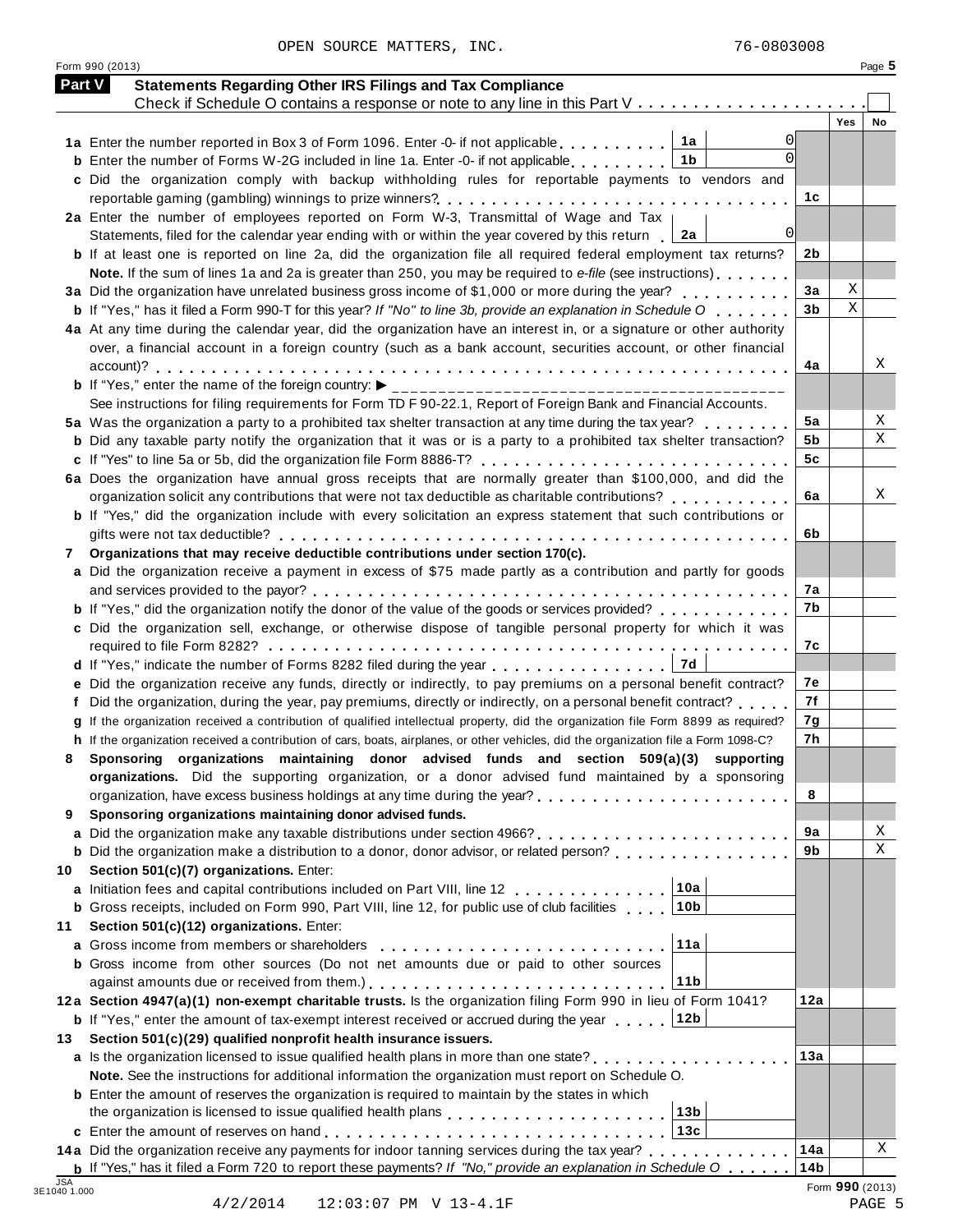OPEN SOURCE MATTERS, INC. 76-0803008

Form 990 (2013) Page **5**

## Part V Statements Regarding Other IRS Filings and Tax Compliance

Check if Schedule O contains a response or note to any line in this Part V ☐

| | | | Yes | No |
|---|---|---|---|---|
| **1a** Enter the number reported in Box 3 of Form 1096. Enter -0- if not applicable | 1a | 0 | | |
| **b** Enter the number of Forms W-2G included in line 1a. Enter -0- if not applicable | 1b | 0 | | |
| **c** Did the organization comply with backup withholding rules for reportable payments to vendors and reportable gaming (gambling) winnings to prize winners? | 1c | | | |
| **2a** Enter the number of employees reported on Form W-3, Transmittal of Wage and Tax Statements, filed for the calendar year ending with or within the year covered by this return | 2a | 0 | | |
| **b** If at least one is reported on line 2a, did the organization file all required federal employment tax returns? | 2b | | | |
| **Note.** If the sum of lines 1a and 2a is greater than 250, you may be required to *e-file* (see instructions) | | | | |
| **3a** Did the organization have unrelated business gross income of $1,000 or more during the year? | 3a | | X | |
| **b** If "Yes," has it filed a Form 990-T for this year? *If "No" to line 3b, provide an explanation in Schedule O* | 3b | | X | |
| **4a** At any time during the calendar year, did the organization have an interest in, or a signature or other authority over, a financial account in a foreign country (such as a bank account, securities account, or other financial account)? | 4a | | | X |
| **b** If "Yes," enter the name of the foreign country: ▶ | | | | |
| See instructions for filing requirements for Form TD F 90-22.1, Report of Foreign Bank and Financial Accounts. | | | | |
| **5a** Was the organization a party to a prohibited tax shelter transaction at any time during the tax year? | 5a | | | X |
| **b** Did any taxable party notify the organization that it was or is a party to a prohibited tax shelter transaction? | 5b | | | X |
| **c** If "Yes" to line 5a or 5b, did the organization file Form 8886-T? | 5c | | | |
| **6a** Does the organization have annual gross receipts that are normally greater than $100,000, and did the organization solicit any contributions that were not tax deductible as charitable contributions? | 6a | | | X |
| **b** If "Yes," did the organization include with every solicitation an express statement that such contributions or gifts were not tax deductible? | 6b | | | |
| **7 Organizations that may receive deductible contributions under section 170(c).** | | | | |
| **a** Did the organization receive a payment in excess of $75 made partly as a contribution and partly for goods and services provided to the payor? | 7a | | | |
| **b** If "Yes," did the organization notify the donor of the value of the goods or services provided? | 7b | | | |
| **c** Did the organization sell, exchange, or otherwise dispose of tangible personal property for which it was required to file Form 8282? | 7c | | | |
| **d** If "Yes," indicate the number of Forms 8282 filed during the year | 7d | | | |
| **e** Did the organization receive any funds, directly or indirectly, to pay premiums on a personal benefit contract? | 7e | | | |
| **f** Did the organization, during the year, pay premiums, directly or indirectly, on a personal benefit contract? | 7f | | | |
| **g** If the organization received a contribution of qualified intellectual property, did the organization file Form 8899 as required? | 7g | | | |
| **h** If the organization received a contribution of cars, boats, airplanes, or other vehicles, did the organization file a Form 1098-C? | 7h | | | |
| **8 Sponsoring organizations maintaining donor advised funds and section 509(a)(3) supporting organizations.** Did the supporting organization, or a donor advised fund maintained by a sponsoring organization, have excess business holdings at any time during the year? | 8 | | | |
| **9 Sponsoring organizations maintaining donor advised funds.** | | | | |
| **a** Did the organization make any taxable distributions under section 4966? | 9a | | | X |
| **b** Did the organization make a distribution to a donor, donor advisor, or related person? | 9b | | | X |
| **10 Section 501(c)(7) organizations.** Enter: | | | | |
| **a** Initiation fees and capital contributions included on Part VIII, line 12 | 10a | | | |
| **b** Gross receipts, included on Form 990, Part VIII, line 12, for public use of club facilities | 10b | | | |
| **11 Section 501(c)(12) organizations.** Enter: | | | | |
| **a** Gross income from members or shareholders | 11a | | | |
| **b** Gross income from other sources (Do not net amounts due or paid to other sources against amounts due or received from them.) | 11b | | | |
| **12a Section 4947(a)(1) non-exempt charitable trusts.** Is the organization filing Form 990 in lieu of Form 1041? | 12a | | | |
| **b** If "Yes," enter the amount of tax-exempt interest received or accrued during the year | 12b | | | |
| **13 Section 501(c)(29) qualified nonprofit health insurance issuers.** | | | | |
| **a** Is the organization licensed to issue qualified health plans in more than one state? | 13a | | | |
| **Note.** See the instructions for additional information the organization must report on Schedule O. | | | | |
| **b** Enter the amount of reserves the organization is required to maintain by the states in which the organization is licensed to issue qualified health plans | 13b | | | |
| **c** Enter the amount of reserves on hand | 13c | | | |
| **14a** Did the organization receive any payments for indoor tanning services during the tax year? | 14a | | | X |
| **b** If "Yes," has it filed a Form 720 to report these payments? *If "No," provide an explanation in Schedule O* | 14b | | | |

JSA 3E1040 1.000

Form **990** (2013)

4/2/2014 12:03:07 PM V 13-4.1F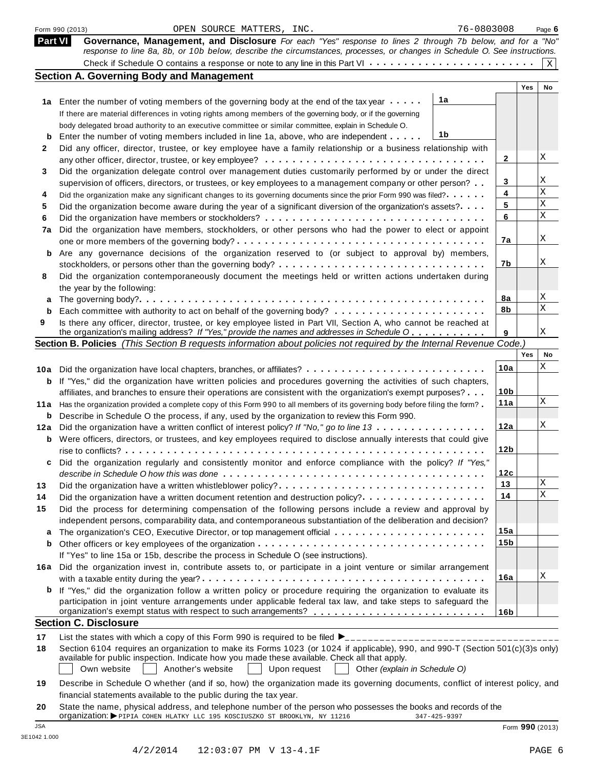Form 990 (2013) OPEN SOURCE MATTERS, INC. 76-0803008 Page 6

## Part VI Governance, Management, and Disclosure

*For each "Yes" response to lines 2 through 7b below, and for a "No" response to line 8a, 8b, or 10b below, describe the circumstances, processes, or changes in Schedule O. See instructions.*

Check if Schedule O contains a response or note to any line in this Part VI . . . . . . . . . . . . . . . . . . . . . . . X

### Section A. Governing Body and Management

| | | | Yes | No |
|---|---|---|---|---|
| **1a** | Enter the number of voting members of the governing body at the end of the tax year . . . . . **1a** | | | |
| | If there are material differences in voting rights among members of the governing body, or if the governing body delegated broad authority to an executive committee or similar committee, explain in Schedule O. | | | |
| **b** | Enter the number of voting members included in line 1a, above, who are independent . . . . . **1b** | | | |
| **2** | Did any officer, director, trustee, or key employee have a family relationship or a business relationship with any other officer, director, trustee, or key employee? | **2** | | X |
| **3** | Did the organization delegate control over management duties customarily performed by or under the direct supervision of officers, directors, or trustees, or key employees to a management company or other person? | **3** | | X |
| **4** | Did the organization make any significant changes to its governing documents since the prior Form 990 was filed? | **4** | | X |
| **5** | Did the organization become aware during the year of a significant diversion of the organization's assets? | **5** | | X |
| **6** | Did the organization have members or stockholders? | **6** | | X |
| **7a** | Did the organization have members, stockholders, or other persons who had the power to elect or appoint one or more members of the governing body? | **7a** | | X |
| **b** | Are any governance decisions of the organization reserved to (or subject to approval by) members, stockholders, or persons other than the governing body? | **7b** | | X |
| **8** | Did the organization contemporaneously document the meetings held or written actions undertaken during the year by the following: | | | |
| **a** | The governing body? | **8a** | | X |
| **b** | Each committee with authority to act on behalf of the governing body? | **8b** | | X |
| **9** | Is there any officer, director, trustee, or key employee listed in Part VII, Section A, who cannot be reached at the organization's mailing address? *If "Yes," provide the names and addresses in Schedule O* | **9** | | X |

### Section B. Policies *(This Section B requests information about policies not required by the Internal Revenue Code.)*

| | | | Yes | No |
|---|---|---|---|---|
| **10a** | Did the organization have local chapters, branches, or affiliates? | **10a** | | X |
| **b** | If "Yes," did the organization have written policies and procedures governing the activities of such chapters, affiliates, and branches to ensure their operations are consistent with the organization's exempt purposes? | **10b** | | |
| **11a** | Has the organization provided a complete copy of this Form 990 to all members of its governing body before filing the form? | **11a** | | X |
| **b** | Describe in Schedule O the process, if any, used by the organization to review this Form 990. | | | |
| **12a** | Did the organization have a written conflict of interest policy? *If "No," go to line 13* | **12a** | | X |
| **b** | Were officers, directors, or trustees, and key employees required to disclose annually interests that could give rise to conflicts? | **12b** | | |
| **c** | Did the organization regularly and consistently monitor and enforce compliance with the policy? *If "Yes," describe in Schedule O how this was done* | **12c** | | |
| **13** | Did the organization have a written whistleblower policy? | **13** | | X |
| **14** | Did the organization have a written document retention and destruction policy? | **14** | | X |
| **15** | Did the process for determining compensation of the following persons include a review and approval by independent persons, comparability data, and contemporaneous substantiation of the deliberation and decision? | | | |
| **a** | The organization's CEO, Executive Director, or top management official | **15a** | | |
| **b** | Other officers or key employees of the organization | **15b** | | |
| | If "Yes" to line 15a or 15b, describe the process in Schedule O (see instructions). | | | |
| **16a** | Did the organization invest in, contribute assets to, or participate in a joint venture or similar arrangement with a taxable entity during the year? | **16a** | | X |
| **b** | If "Yes," did the organization follow a written policy or procedure requiring the organization to evaluate its participation in joint venture arrangements under applicable federal tax law, and take steps to safeguard the organization's exempt status with respect to such arrangements? | **16b** | | |

### Section C. Disclosure

**17** List the states with which a copy of this Form 990 is required to be filed ▶ ____________________

**18** Section 6104 requires an organization to make its Forms 1023 (or 1024 if applicable), 990, and 990-T (Section 501(c)(3)s only) available for public inspection. Indicate how you made these available. Check all that apply.

☐ Own website ☐ Another's website ☐ Upon request ☐ Other *(explain in Schedule O)*

**19** Describe in Schedule O whether (and if so, how) the organization made its governing documents, conflict of interest policy, and financial statements available to the public during the tax year.

**20** State the name, physical address, and telephone number of the person who possesses the books and records of the organization: ▶ PIPIA COHEN HLATKY LLC 195 KOSCIUSZKO ST BROOKLYN, NY 11216 347-425-9397

Form **990** (2013)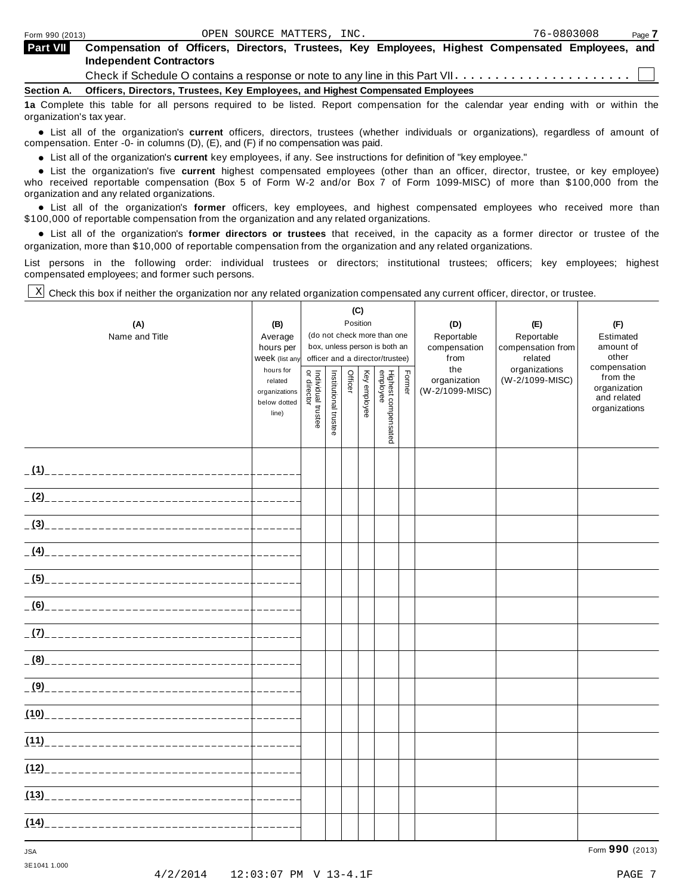Form 990 (2013) OPEN SOURCE MATTERS, INC. 76-0803008 Page **7**

## Part VII Compensation of Officers, Directors, Trustees, Key Employees, Highest Compensated Employees, and Independent Contractors

Check if Schedule O contains a response or note to any line in this Part VII . . . . . . . . . . . . . . . . . . . . . . ☐

### Section A. Officers, Directors, Trustees, Key Employees, and Highest Compensated Employees

**1a** Complete this table for all persons required to be listed. Report compensation for the calendar year ending with or within the organization's tax year.

- List all of the organization's **current** officers, directors, trustees (whether individuals or organizations), regardless of amount of compensation. Enter -0- in columns (D), (E), and (F) if no compensation was paid.
- List all of the organization's **current** key employees, if any. See instructions for definition of "key employee."
- List the organization's five **current** highest compensated employees (other than an officer, director, trustee, or key employee) who received reportable compensation (Box 5 of Form W-2 and/or Box 7 of Form 1099-MISC) of more than $100,000 from the organization and any related organizations.
- List all of the organization's **former** officers, key employees, and highest compensated employees who received more than $100,000 of reportable compensation from the organization and any related organizations.
- List all of the organization's **former directors or trustees** that received, in the capacity as a former director or trustee of the organization, more than $10,000 of reportable compensation from the organization and any related organizations.

List persons in the following order: individual trustees or directors; institutional trustees; officers; key employees; highest compensated employees; and former such persons.

☒ Check this box if neither the organization nor any related organization compensated any current officer, director, or trustee.

| (A) Name and Title | (B) Average hours per week (list any hours for related organizations below dotted line) | (C) Position (do not check more than one box, unless person is both an officer and a director/trustee): Individual trustee or director | Institutional trustee | Officer | Key employee | Highest compensated employee | Former | (D) Reportable compensation from the organization (W-2/1099-MISC) | (E) Reportable compensation from related organizations (W-2/1099-MISC) | (F) Estimated amount of other compensation from the organization and related organizations |
|---|---|---|---|---|---|---|---|---|---|---|
| (1) | | | | | | | | | | |
| (2) | | | | | | | | | | |
| (3) | | | | | | | | | | |
| (4) | | | | | | | | | | |
| (5) | | | | | | | | | | |
| (6) | | | | | | | | | | |
| (7) | | | | | | | | | | |
| (8) | | | | | | | | | | |
| (9) | | | | | | | | | | |
| (10) | | | | | | | | | | |
| (11) | | | | | | | | | | |
| (12) | | | | | | | | | | |
| (13) | | | | | | | | | | |
| (14) | | | | | | | | | | |

Form **990** (2013)

JSA 3E1041 1.000

4/2/2014 12:03:07 PM V 13-4.1F PAGE 7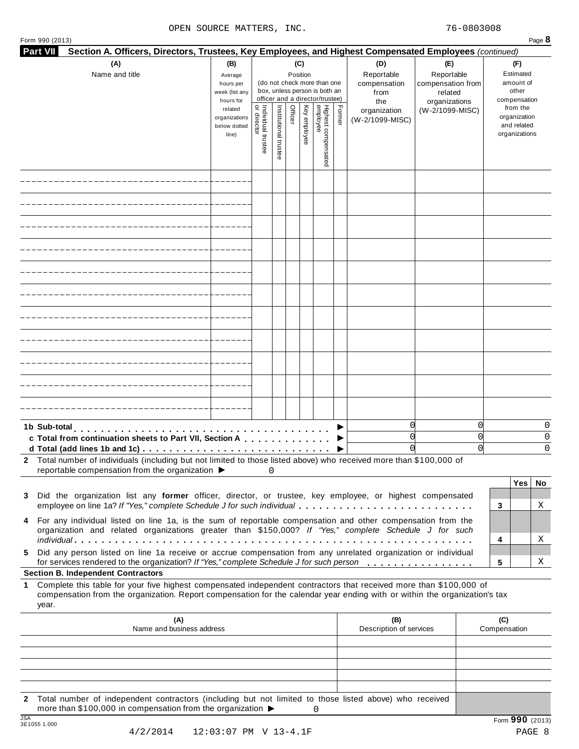OPEN SOURCE MATTERS, INC. 76-0803008

Form 990 (2013) Page **8**

## Part VII Section A. Officers, Directors, Trustees, Key Employees, and Highest Compensated Employees *(continued)*

| (A) Name and title | (B) Average hours per week (list any hours for related organizations below dotted line) | (C) Position (do not check more than one box, unless person is both an officer and a director/trustee): Individual trustee or director | Institutional trustee | Officer | Key employee | Highest compensated employee | Former | (D) Reportable compensation from the organization (W-2/1099-MISC) | (E) Reportable compensation from related organizations (W-2/1099-MISC) | (F) Estimated amount of other compensation from the organization and related organizations |
|---|---|---|---|---|---|---|---|---|---|---|
| | | | | | | | | | | |
| | | | | | | | | | | |
| | | | | | | | | | | |
| | | | | | | | | | | |
| | | | | | | | | | | |
| | | | | | | | | | | |
| | | | | | | | | | | |
| | | | | | | | | | | |
| | | | | | | | | | | |
| | | | | | | | | | | |
| | | | | | | | | | | |
| **1b Sub-total** ▶ | | | | | | | | 0 | 0 | 0 |
| **c Total from continuation sheets to Part VII, Section A** ▶ | | | | | | | | 0 | 0 | 0 |
| **d Total (add lines 1b and 1c)** ▶ | | | | | | | | 0 | 0 | 0 |

**2** Total number of individuals (including but not limited to those listed above) who received more than $100,000 of reportable compensation from the organization ▶ 0

| | | Yes | No |
|---|---|---|---|
| **3** Did the organization list any **former** officer, director, or trustee, key employee, or highest compensated employee on line 1a? *If "Yes," complete Schedule J for such individual* | 3 | | X |
| **4** For any individual listed on line 1a, is the sum of reportable compensation and other compensation from the organization and related organizations greater than $150,000? *If "Yes," complete Schedule J for such individual* | 4 | | X |
| **5** Did any person listed on line 1a receive or accrue compensation from any unrelated organization or individual for services rendered to the organization? *If "Yes," complete Schedule J for such person* | 5 | | X |

### Section B. Independent Contractors

**1** Complete this table for your five highest compensated independent contractors that received more than $100,000 of compensation from the organization. Report compensation for the calendar year ending with or within the organization's tax year.

| (A) Name and business address | (B) Description of services | (C) Compensation |
|---|---|---|
| | | |
| | | |
| | | |
| | | |
| | | |

**2** Total number of independent contractors (including but not limited to those listed above) who received more than $100,000 in compensation from the organization ▶ 0

JSA 3E1055 1.000

Form **990** (2013)

4/2/2014 12:03:07 PM V 13-4.1F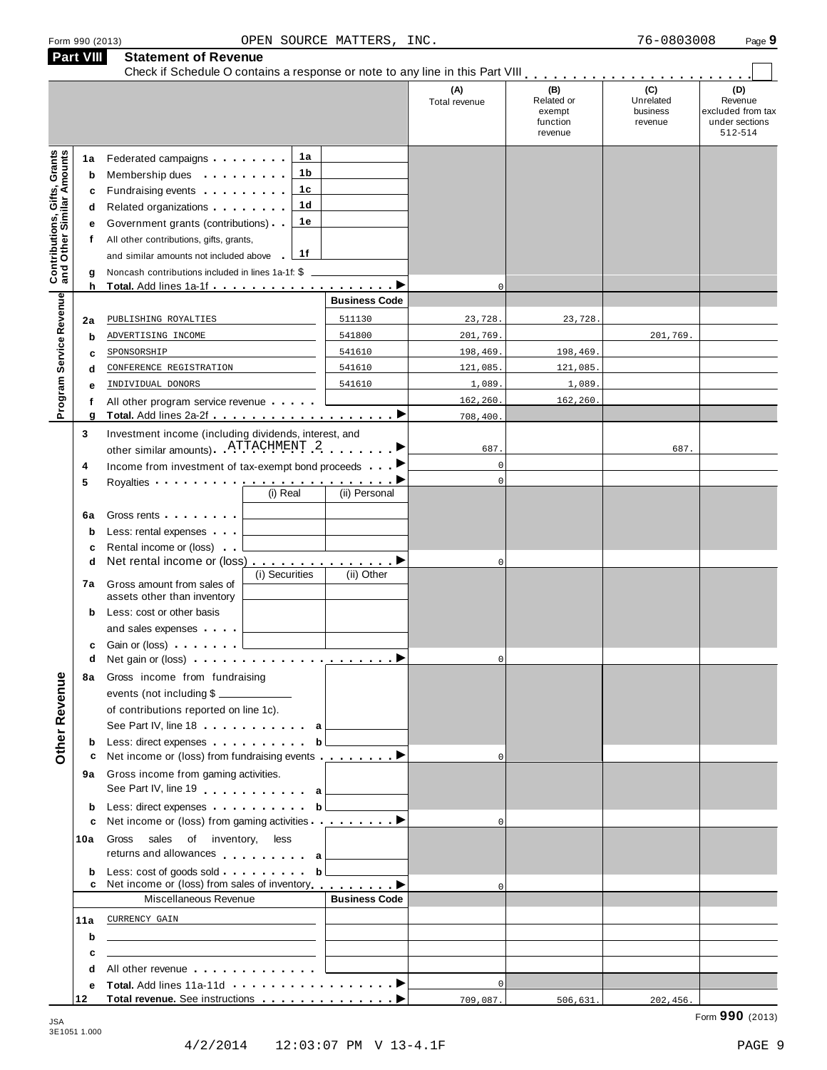Form 990 (2013) OPEN SOURCE MATTERS, INC. 76-0803008

## Part VIII Statement of Revenue

Check if Schedule O contains a response or note to any line in this Part VIII . . . . . . . . . . ☐

| | | | | (A) Total revenue | (B) Related or exempt function revenue | (C) Unrelated business revenue | (D) Revenue excluded from tax under sections 512-514 |
|---|---|---|---|---|---|---|---|
| **Contributions, Gifts, Grants and Other Similar Amounts** | 1a | Federated campaigns | 1a | | | | |
| | b | Membership dues | 1b | | | | |
| | c | Fundraising events | 1c | | | | |
| | d | Related organizations | 1d | | | | |
| | e | Government grants (contributions) | 1e | | | | |
| | f | All other contributions, gifts, grants, and similar amounts not included above | 1f | | | | |
| | g | Noncash contributions included in lines 1a-1f: $ | | | | | |
| | h | **Total.** Add lines 1a-1f ▶ | | 0 | | | |
| **Program Service Revenue** | | | **Business Code** | | | | |
| | 2a | PUBLISHING ROYALTIES | 511130 | 23,728. | 23,728. | | |
| | b | ADVERTISING INCOME | 541800 | 201,769. | | 201,769. | |
| | c | SPONSORSHIP | 541610 | 198,469. | 198,469. | | |
| | d | CONFERENCE REGISTRATION | 541610 | 121,085. | 121,085. | | |
| | e | INDIVIDUAL DONORS | 541610 | 1,089. | 1,089. | | |
| | f | All other program service revenue | | 162,260. | 162,260. | | |
| | g | **Total.** Add lines 2a-2f ▶ | | 708,400. | | | |
| **Other Revenue** | 3 | Investment income (including dividends, interest, and other similar amounts) ATTACHMENT 2 ▶ | | 687. | | 687. | |
| | 4 | Income from investment of tax-exempt bond proceeds ▶ | | 0 | | | |
| | 5 | Royalties ▶ | | 0 | | | |
| | | | (i) Real / (ii) Personal | | | | |
| | 6a | Gross rents | | | | | |
| | b | Less: rental expenses | | | | | |
| | c | Rental income or (loss) | | | | | |
| | d | Net rental income or (loss) ▶ | | 0 | | | |
| | | | (i) Securities / (ii) Other | | | | |
| | 7a | Gross amount from sales of assets other than inventory | | | | | |
| | b | Less: cost or other basis and sales expenses | | | | | |
| | c | Gain or (loss) | | | | | |
| | d | Net gain or (loss) ▶ | | 0 | | | |
| | 8a | Gross income from fundraising events (not including $ ______ of contributions reported on line 1c). See Part IV, line 18 | a | | | | |
| | b | Less: direct expenses | b | | | | |
| | c | Net income or (loss) from fundraising events ▶ | | 0 | | | |
| | 9a | Gross income from gaming activities. See Part IV, line 19 | a | | | | |
| | b | Less: direct expenses | b | | | | |
| | c | Net income or (loss) from gaming activities ▶ | | 0 | | | |
| | 10a | Gross sales of inventory, less returns and allowances | a | | | | |
| | b | Less: cost of goods sold | b | | | | |
| | c | Net income or (loss) from sales of inventory ▶ | | 0 | | | |
| | | Miscellaneous Revenue | **Business Code** | | | | |
| | 11a | CURRENCY GAIN | | | | | |
| | b | | | | | | |
| | c | | | | | | |
| | d | All other revenue | | | | | |
| | e | **Total.** Add lines 11a-11d ▶ | | 0 | | | |
| | 12 | **Total revenue.** See instructions ▶ | | 709,087. | 506,631. | 202,456. | |

JSA 3E1051 1.000

Form **990** (2013)

4/2/2014 12:03:07 PM V 13-4.1F PAGE 9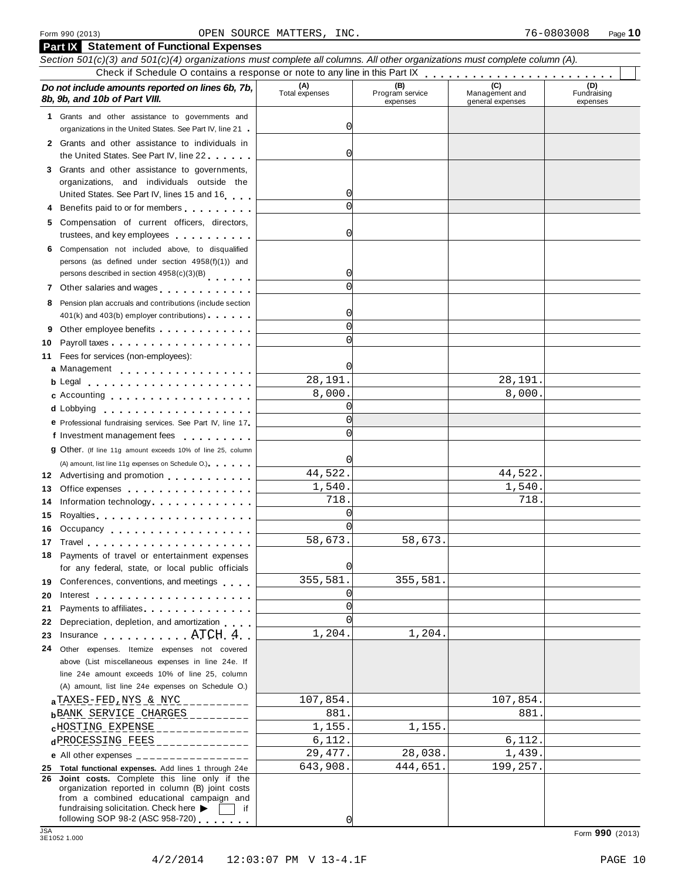Form 990 (2013) OPEN SOURCE MATTERS, INC. 76-0803008 Page **10**

## Part IX Statement of Functional Expenses

*Section 501(c)(3) and 501(c)(4) organizations must complete all columns. All other organizations must complete column (A).*

Check if Schedule O contains a response or note to any line in this Part IX . . . . . . . . . . . . . . . . . . . . . . . . ☐

| *Do not include amounts reported on lines 6b, 7b, 8b, 9b, and 10b of Part VIII.* | (A) Total expenses | (B) Program service expenses | (C) Management and general expenses | (D) Fundraising expenses |
|---|---|---|---|---|
| **1** Grants and other assistance to governments and organizations in the United States. See Part IV, line 21 | 0 | | | |
| **2** Grants and other assistance to individuals in the United States. See Part IV, line 22 | 0 | | | |
| **3** Grants and other assistance to governments, organizations, and individuals outside the United States. See Part IV, lines 15 and 16 | 0 | | | |
| **4** Benefits paid to or for members | 0 | | | |
| **5** Compensation of current officers, directors, trustees, and key employees | 0 | | | |
| **6** Compensation not included above, to disqualified persons (as defined under section 4958(f)(1)) and persons described in section 4958(c)(3)(B) | 0 | | | |
| **7** Other salaries and wages | 0 | | | |
| **8** Pension plan accruals and contributions (include section 401(k) and 403(b) employer contributions) | 0 | | | |
| **9** Other employee benefits | 0 | | | |
| **10** Payroll taxes | 0 | | | |
| **11** Fees for services (non-employees): | | | | |
| **a** Management | 0 | | | |
| **b** Legal | 28,191. | | 28,191. | |
| **c** Accounting | 8,000. | | 8,000. | |
| **d** Lobbying | 0 | | | |
| **e** Professional fundraising services. See Part IV, line 17 | 0 | | | |
| **f** Investment management fees | 0 | | | |
| **g** Other. (If line 11g amount exceeds 10% of line 25, column (A) amount, list line 11g expenses on Schedule O.) | 0 | | | |
| **12** Advertising and promotion | 44,522. | | 44,522. | |
| **13** Office expenses | 1,540. | | 1,540. | |
| **14** Information technology | 718. | | 718. | |
| **15** Royalties | 0 | | | |
| **16** Occupancy | 0 | | | |
| **17** Travel | 58,673. | 58,673. | | |
| **18** Payments of travel or entertainment expenses for any federal, state, or local public officials | 0 | | | |
| **19** Conferences, conventions, and meetings | 355,581. | 355,581. | | |
| **20** Interest | 0 | | | |
| **21** Payments to affiliates | 0 | | | |
| **22** Depreciation, depletion, and amortization | 0 | | | |
| **23** Insurance ATCH 4 | 1,204. | 1,204. | | |
| **24** Other expenses. Itemize expenses not covered above (List miscellaneous expenses in line 24e. If line 24e amount exceeds 10% of line 25, column (A) amount, list line 24e expenses on Schedule O.) | | | | |
| **a** TAXES-FED,NYS & NYC | 107,854. | | 107,854. | |
| **b** BANK SERVICE CHARGES | 881. | | 881. | |
| **c** HOSTING EXPENSE | 1,155. | 1,155. | | |
| **d** PROCESSING FEES | 6,112. | | 6,112. | |
| **e** All other expenses | 29,477. | 28,038. | 1,439. | |
| **25 Total functional expenses.** Add lines 1 through 24e | 643,908. | 444,651. | 199,257. | |
| **26 Joint costs.** Complete this line only if the organization reported in column (B) joint costs from a combined educational campaign and fundraising solicitation. Check here ▶ ☐ if following SOP 98-2 (ASC 958-720) | 0 | | | |

JSA 3E1052 1.000 Form **990** (2013)

4/2/2014 12:03:07 PM V 13-4.1F PAGE 10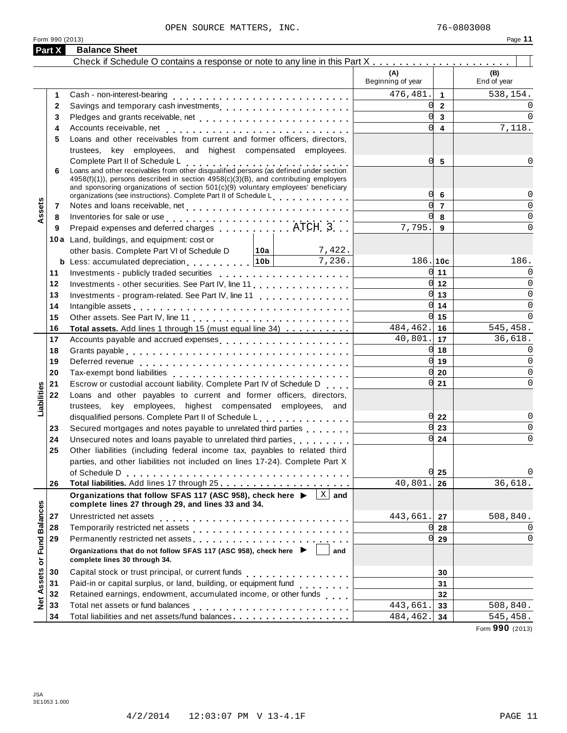OPEN SOURCE MATTERS, INC. 76-0803008

Form 990 (2013)

## Part X Balance Sheet

Check if Schedule O contains a response or note to any line in this Part X . . . . . . . . . . . . . . . . . . . . ☐

| | | | (A) Beginning of year | | (B) End of year |
|---|---|---|---|---|---|
| **Assets** | 1 | Cash - non-interest-bearing | 476,481. | 1 | 538,154. |
| | 2 | Savings and temporary cash investments | 0 | 2 | 0 |
| | 3 | Pledges and grants receivable, net | 0 | 3 | 0 |
| | 4 | Accounts receivable, net | 0 | 4 | 7,118. |
| | 5 | Loans and other receivables from current and former officers, directors, trustees, key employees, and highest compensated employees. Complete Part II of Schedule L | 0 | 5 | 0 |
| | 6 | Loans and other receivables from other disqualified persons (as defined under section 4958(f)(1)), persons described in section 4958(c)(3)(B), and contributing employers and sponsoring organizations of section 501(c)(9) voluntary employees' beneficiary organizations (see instructions). Complete Part II of Schedule L | 0 | 6 | 0 |
| | 7 | Notes and loans receivable, net | 0 | 7 | 0 |
| | 8 | Inventories for sale or use | 0 | 8 | 0 |
| | 9 | Prepaid expenses and deferred charges ATCH 3 | 7,795. | 9 | 0 |
| | 10a | Land, buildings, and equipment: cost or other basis. Complete Part VI of Schedule D — 10a: 7,422. | | | |
| | b | Less: accumulated depreciation — 10b: 7,236. | 186. | 10c | 186. |
| | 11 | Investments - publicly traded securities | 0 | 11 | 0 |
| | 12 | Investments - other securities. See Part IV, line 11 | 0 | 12 | 0 |
| | 13 | Investments - program-related. See Part IV, line 11 | 0 | 13 | 0 |
| | 14 | Intangible assets | 0 | 14 | 0 |
| | 15 | Other assets. See Part IV, line 11 | 0 | 15 | 0 |
| | 16 | **Total assets.** Add lines 1 through 15 (must equal line 34) | 484,462. | 16 | 545,458. |
| **Liabilities** | 17 | Accounts payable and accrued expenses | 40,801. | 17 | 36,618. |
| | 18 | Grants payable | 0 | 18 | 0 |
| | 19 | Deferred revenue | 0 | 19 | 0 |
| | 20 | Tax-exempt bond liabilities | 0 | 20 | 0 |
| | 21 | Escrow or custodial account liability. Complete Part IV of Schedule D | 0 | 21 | 0 |
| | 22 | Loans and other payables to current and former officers, directors, trustees, key employees, highest compensated employees, and disqualified persons. Complete Part II of Schedule L | 0 | 22 | 0 |
| | 23 | Secured mortgages and notes payable to unrelated third parties | 0 | 23 | 0 |
| | 24 | Unsecured notes and loans payable to unrelated third parties | 0 | 24 | 0 |
| | 25 | Other liabilities (including federal income tax, payables to related third parties, and other liabilities not included on lines 17-24). Complete Part X of Schedule D | 0 | 25 | 0 |
| | 26 | **Total liabilities.** Add lines 17 through 25 | 40,801. | 26 | 36,618. |
| **Net Assets or Fund Balances** | | **Organizations that follow SFAS 117 (ASC 958), check here ▶ ☒ and complete lines 27 through 29, and lines 33 and 34.** | | | |
| | 27 | Unrestricted net assets | 443,661. | 27 | 508,840. |
| | 28 | Temporarily restricted net assets | 0 | 28 | 0 |
| | 29 | Permanently restricted net assets | 0 | 29 | 0 |
| | | **Organizations that do not follow SFAS 117 (ASC 958), check here ▶ ☐ and complete lines 30 through 34.** | | | |
| | 30 | Capital stock or trust principal, or current funds | | 30 | |
| | 31 | Paid-in or capital surplus, or land, building, or equipment fund | | 31 | |
| | 32 | Retained earnings, endowment, accumulated income, or other funds | | 32 | |
| | 33 | Total net assets or fund balances | 443,661. | 33 | 508,840. |
| | 34 | Total liabilities and net assets/fund balances | 484,462. | 34 | 545,458. |

Form **990** (2013)

JSA 3E1053 1.000

4/2/2014 12:03:07 PM V 13-4.1F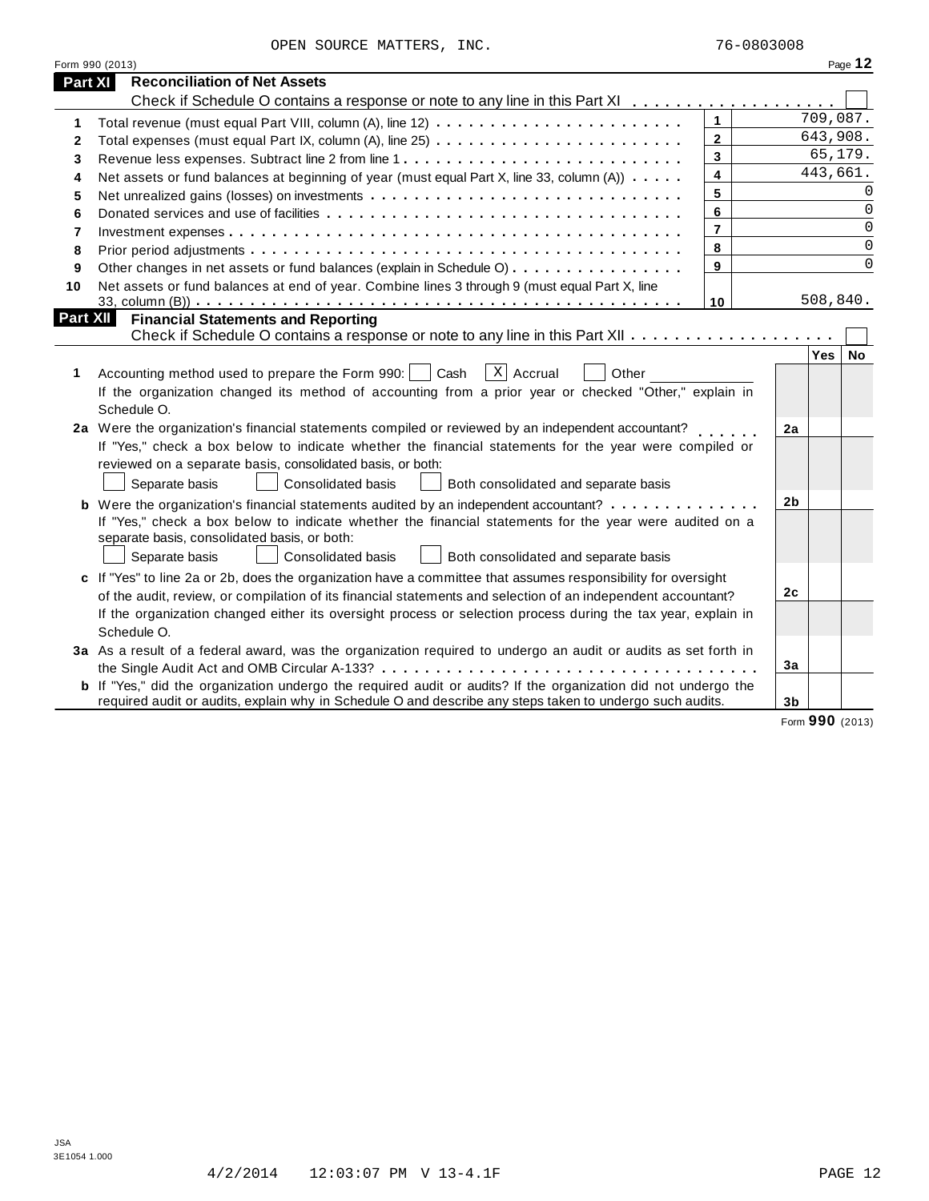OPEN SOURCE MATTERS, INC. 76-0803008

Form 990 (2013)

## Part XI Reconciliation of Net Assets

Check if Schedule O contains a response or note to any line in this Part XI . . . . . . . . . . . . . . . . . . . ☐

| | | | |
|---|---|---|---|
| 1 | Total revenue (must equal Part VIII, column (A), line 12) | 1 | 709,087. |
| 2 | Total expenses (must equal Part IX, column (A), line 25) | 2 | 643,908. |
| 3 | Revenue less expenses. Subtract line 2 from line 1 | 3 | 65,179. |
| 4 | Net assets or fund balances at beginning of year (must equal Part X, line 33, column (A)) | 4 | 443,661. |
| 5 | Net unrealized gains (losses) on investments | 5 | 0 |
| 6 | Donated services and use of facilities | 6 | 0 |
| 7 | Investment expenses | 7 | 0 |
| 8 | Prior period adjustments | 8 | 0 |
| 9 | Other changes in net assets or fund balances (explain in Schedule O) | 9 | 0 |
| 10 | Net assets or fund balances at end of year. Combine lines 3 through 9 (must equal Part X, line 33, column (B)) | 10 | 508,840. |

## Part XII Financial Statements and Reporting

Check if Schedule O contains a response or note to any line in this Part XII . . . . . . . . . . . . . . . . . . ☐

| | | | Yes | No |
|---|---|---|---|---|
| 1 | Accounting method used to prepare the Form 990: ☐ Cash ☒ Accrual ☐ Other ____________<br>If the organization changed its method of accounting from a prior year or checked "Other," explain in Schedule O. | | | |
| 2a | Were the organization's financial statements compiled or reviewed by an independent accountant? | 2a | | |
| | If "Yes," check a box below to indicate whether the financial statements for the year were compiled or reviewed on a separate basis, consolidated basis, or both:<br>☐ Separate basis ☐ Consolidated basis ☐ Both consolidated and separate basis | | | |
| b | Were the organization's financial statements audited by an independent accountant? | 2b | | |
| | If "Yes," check a box below to indicate whether the financial statements for the year were audited on a separate basis, consolidated basis, or both:<br>☐ Separate basis ☐ Consolidated basis ☐ Both consolidated and separate basis | | | |
| c | If "Yes" to line 2a or 2b, does the organization have a committee that assumes responsibility for oversight of the audit, review, or compilation of its financial statements and selection of an independent accountant? | 2c | | |
| | If the organization changed either its oversight process or selection process during the tax year, explain in Schedule O. | | | |
| 3a | As a result of a federal award, was the organization required to undergo an audit or audits as set forth in the Single Audit Act and OMB Circular A-133? | 3a | | |
| b | If "Yes," did the organization undergo the required audit or audits? If the organization did not undergo the required audit or audits, explain in Schedule O and describe any steps taken to undergo such audits. | 3b | | |

Form **990** (2013)

JSA 3E1054 1.000

4/2/2014 12:03:07 PM V 13-4.1F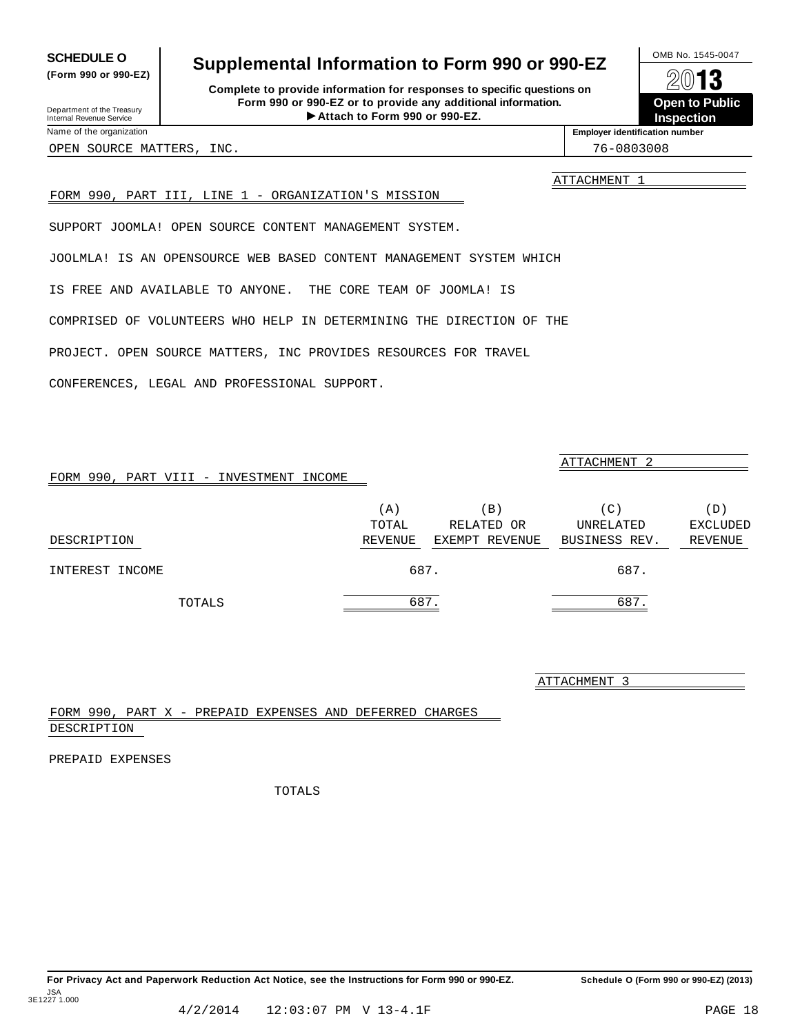**SCHEDULE O**
**(Form 990 or 990-EZ)**

Department of the Treasury
Internal Revenue Service

# Supplemental Information to Form 990 or 990-EZ

**Complete to provide information for responses to specific questions on Form 990 or 990-EZ or to provide any additional information.**
**▶ Attach to Form 990 or 990-EZ.**

OMB No. 1545-0047
**2013**
**Open to Public Inspection**

| Name of the organization | Employer identification number |
|---|---|
| OPEN SOURCE MATTERS, INC. | 76-0803008 |

ATTACHMENT 1

FORM 990, PART III, LINE 1 - ORGANIZATION'S MISSION

SUPPORT JOOMLA! OPEN SOURCE CONTENT MANAGEMENT SYSTEM.

JOOLMLA! IS AN OPENSOURCE WEB BASED CONTENT MANAGEMENT SYSTEM WHICH IS FREE AND AVAILABLE TO ANYONE. THE CORE TEAM OF JOOMLA! IS COMPRISED OF VOLUNTEERS WHO HELP IN DETERMINING THE DIRECTION OF THE PROJECT. OPEN SOURCE MATTERS, INC PROVIDES RESOURCES FOR TRAVEL CONFERENCES, LEGAL AND PROFESSIONAL SUPPORT.

ATTACHMENT 2

FORM 990, PART VIII - INVESTMENT INCOME

| DESCRIPTION | (A) TOTAL REVENUE | (B) RELATED OR EXEMPT REVENUE | (C) UNRELATED BUSINESS REV. | (D) EXCLUDED REVENUE |
|---|---|---|---|---|
| INTEREST INCOME | 687. | | 687. | |
| TOTALS | 687. | | 687. | |

ATTACHMENT 3

FORM 990, PART X - PREPAID EXPENSES AND DEFERRED CHARGES

DESCRIPTION

PREPAID EXPENSES

TOTALS

**For Privacy Act and Paperwork Reduction Act Notice, see the Instructions for Form 990 or 990-EZ.** **Schedule O (Form 990 or 990-EZ) (2013)**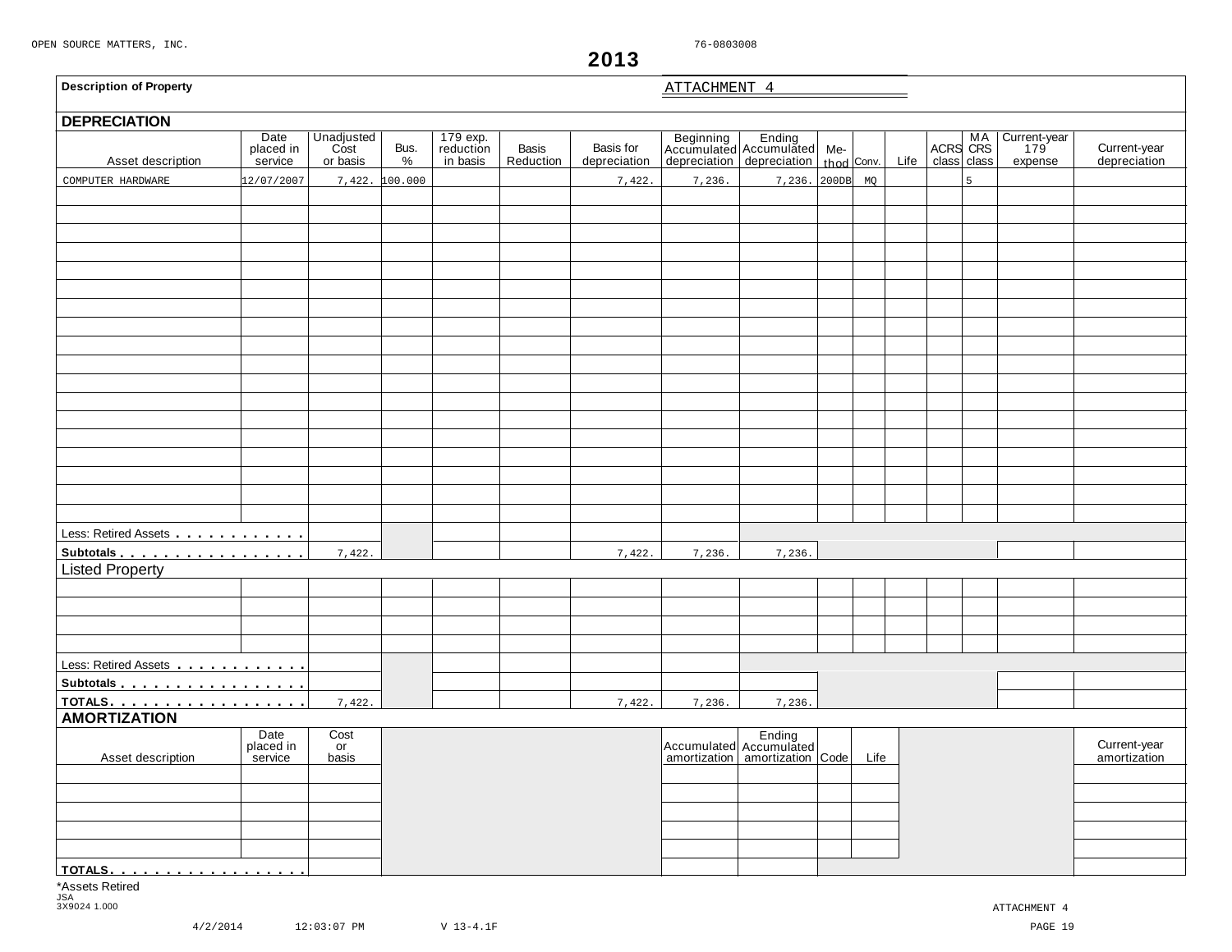OPEN SOURCE MATTERS, INC. 76-0803008

# 2013

**Description of Property** ATTACHMENT 4

## DEPRECIATION

| Asset description | Date placed in service | Unadjusted Cost or basis | Bus. % | 179 exp. reduction in basis | Basis Reduction | Basis for depreciation | Beginning Accumulated depreciation | Ending Accumulated depreciation | Method | Conv. | Life | ACRS class | MACRS class | Current-year 179 expense | Current-year depreciation |
|---|---|---|---|---|---|---|---|---|---|---|---|---|---|---|---|
| COMPUTER HARDWARE | 12/07/2007 | 7,422. | 100.000 | | | 7,422. | 7,236. | 7,236. | 200DB | MQ | | | 5 | | |
| Less: Retired Assets | | | | | | | | | | | | | | | |
| Subtotals | | 7,422. | | | | 7,422. | 7,236. | 7,236. | | | | | | | |
| **Listed Property** | | | | | | | | | | | | | | | |
| Less: Retired Assets | | | | | | | | | | | | | | | |
| Subtotals | | | | | | | | | | | | | | | |
| TOTALS | | 7,422. | | | | 7,422. | 7,236. | 7,236. | | | | | | | |

## AMORTIZATION

| Asset description | Date placed in service | Cost or basis | Accumulated amortization | Ending Accumulated amortization | Code | Life | Current-year amortization |
|---|---|---|---|---|---|---|---|
| | | | | | | | |
| TOTALS | | | | | | | |

*Assets Retired

JSA 3X9024 1.000

ATTACHMENT 4

4/2/2014 12:03:07 PM V 13-4.1F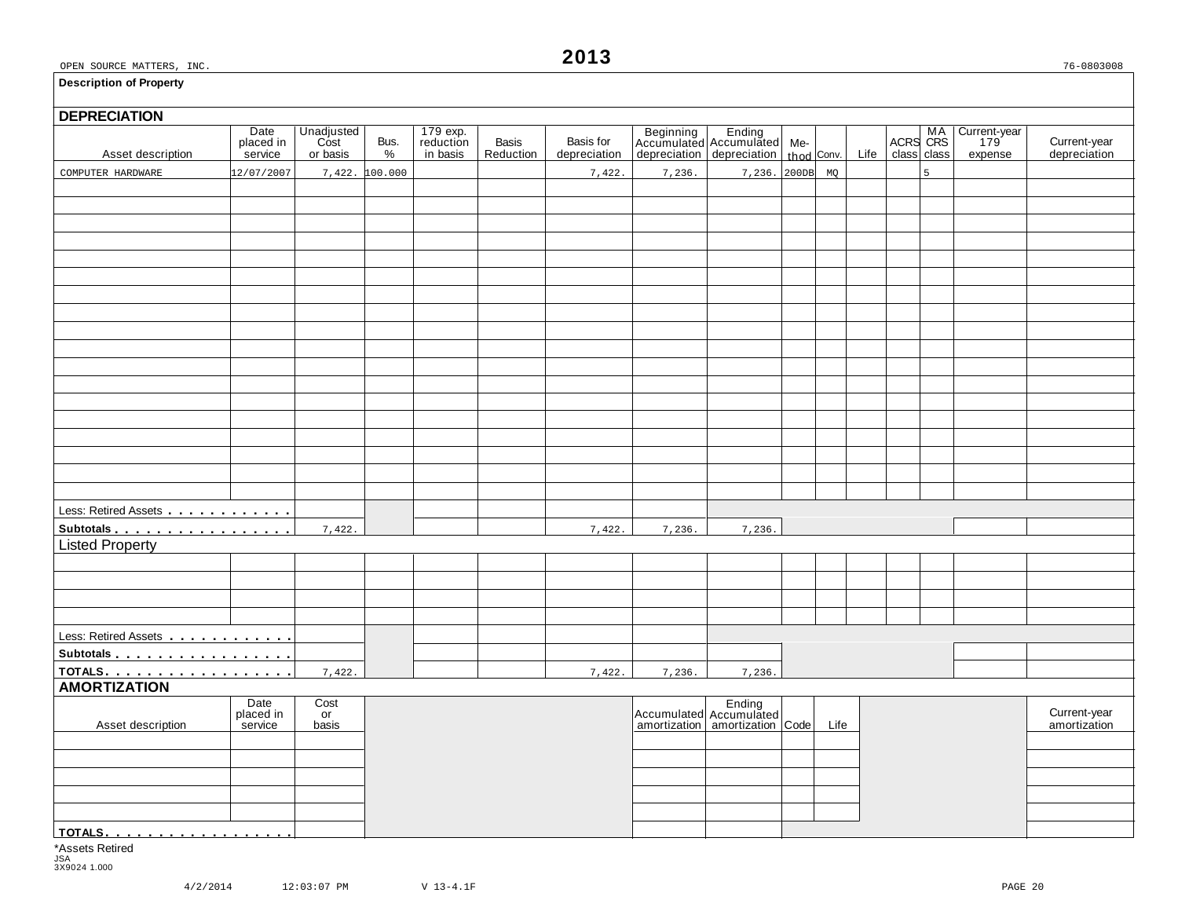OPEN SOURCE MATTERS, INC. **2013** 76-0803008

**Description of Property**

## DEPRECIATION

| Asset description | Date placed in service | Unadjusted Cost or basis | Bus. % | 179 exp. reduction in basis | Basis Reduction | Basis for depreciation | Beginning Accumulated depreciation | Ending Accumulated depreciation | Method | Conv. | Life | ACRS class | MACRS class | Current-year 179 expense | Current-year depreciation |
|---|---|---|---|---|---|---|---|---|---|---|---|---|---|---|---|
| COMPUTER HARDWARE | 12/07/2007 | 7,422. | 100.000 | | | 7,422. | 7,236. | 7,236. | 200DB | MQ | | | 5 | | |
| Less: Retired Assets | | | | | | | | | | | | | | | |
| Subtotals | | 7,422. | | | | 7,422. | 7,236. | 7,236. | | | | | | | |
| **Listed Property** | | | | | | | | | | | | | | | |
| Less: Retired Assets | | | | | | | | | | | | | | | |
| Subtotals | | | | | | | | | | | | | | | |
| TOTALS | | 7,422. | | | | 7,422. | 7,236. | 7,236. | | | | | | | |

## AMORTIZATION

| Asset description | Date placed in service | Cost or basis | Accumulated amortization | Ending Accumulated amortization | Code | Life | Current-year amortization |
|---|---|---|---|---|---|---|---|
| TOTALS | | | | | | | |

*Assets Retired

JSA
3X9024 1.000

4/2/2014 12:03:07 PM V 13-4.1F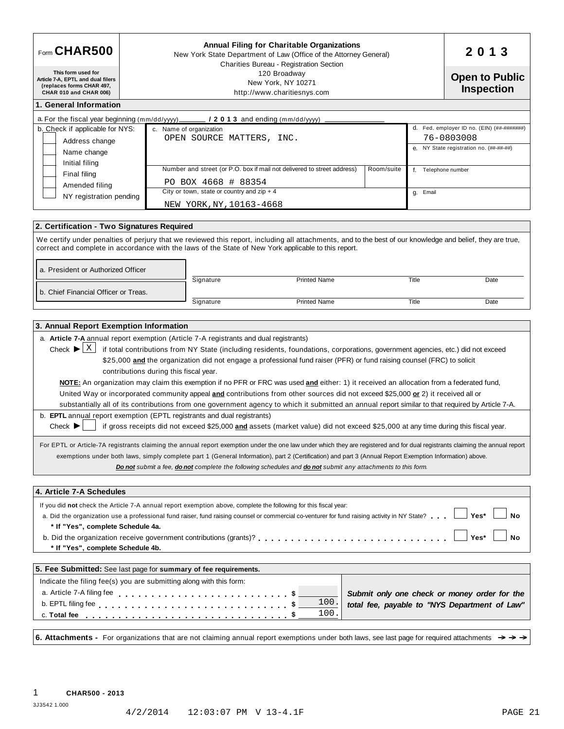# Form CHAR500

**Annual Filing for Charitable Organizations**
New York State Department of Law (Office of the Attorney General)
Charities Bureau - Registration Section
120 Broadway
New York, NY 10271
http://www.charitiesnys.com

**2013**

**Open to Public Inspection**

**This form used for Article 7-A, EPTL and dual filers (replaces forms CHAR 497, CHAR 010 and CHAR 006)**

## 1. General Information

a. For the fiscal year beginning (mm/dd/yyyy) ______ **/ 2 0 1 3** and ending (mm/dd/yyyy) ______

b. Check if applicable for NYS:
- [ ] Address change
- [ ] Name change
- [ ] Initial filing
- [ ] Final filing
- [ ] Amended filing
- [ ] NY registration pending

c. Name of organization: OPEN SOURCE MATTERS, INC.

Number and street (or P.O. box if mail not delivered to street address): PO BOX 4668 # 88354

Room/suite:

City or town, state or country and zip + 4: NEW YORK,NY,10163-4668

d. Fed. employer ID no. (EIN) (##-#######): 76-0803008

e. NY State registration no. (##-##-##):

f. Telephone number:

g. Email:

## 2. Certification - Two Signatures Required

We certify under penalties of perjury that we reviewed this report, including all attachments, and to the best of our knowledge and belief, they are true, correct and complete in accordance with the laws of the State of New York applicable to this report.

| | Signature | Printed Name | Title | Date |
|---|---|---|---|---|
| a. President or Authorized Officer | | | | |
| b. Chief Financial Officer or Treas. | | | | |

## 3. Annual Report Exemption Information

a. **Article 7-A** annual report exemption (Article 7-A registrants and dual registrants)

Check ▶ [X] if total contributions from NY State (including residents, foundations, corporations, government agencies, etc.) did not exceed $25,000 **and** the organization did not engage a professional fund raiser (PFR) or fund raising counsel (FRC) to solicit contributions during this fiscal year.

**NOTE:** An organization may claim this exemption if no PFR or FRC was used **and** either: 1) it received an allocation from a federated fund, United Way or incorporated community appeal **and** contributions from other sources did not exceed $25,000 **or** 2) it received all or substantially all of its contributions from one government agency to which it submitted an annual report similar to that required by Article 7-A.

b. **EPTL** annual report exemption (EPTL registrants and dual registrants)

Check ▶ [ ] if gross receipts did not exceed $25,000 **and** assets (market value) did not exceed $25,000 at any time during this fiscal year.

For EPTL or Article-7A registrants claiming the annual report exemption under the one law under which they are registered and for dual registrants claiming the annual report exemptions under both laws, simply complete part 1 (General Information), part 2 (Certification) and part 3 (Annual Report Exemption Information) above.

***Do not** submit a fee, **do not** complete the following schedules and **do not** submit any attachments to this form.*

## 4. Article 7-A Schedules

If you did **not** check the Article 7-A annual report exemption above, complete the following for this fiscal year:

a. Did the organization use a professional fund raiser, fund raising counsel or commercial co-venturer for fund raising activity in NY State? [ ] Yes* [ ] No

**\* If "Yes", complete Schedule 4a.**

b. Did the organization receive government contributions (grants)? [ ] Yes* [ ] No

**\* If "Yes", complete Schedule 4b.**

## 5. Fee Submitted: See last page for summary of fee requirements.

Indicate the filing fee(s) you are submitting along with this form:

| | |
|---|---|
| a. Article 7-A filing fee | $ |
| b. EPTL filing fee | $ 100. |
| c. **Total fee** | $ 100. |

***Submit only one check or money order for the total fee, payable to "NYS Department of Law"***

**6. Attachments -** For organizations that are not claiming annual report exemptions under both laws, see last page for required attachments ➔➔➔

**CHAR500 - 2013**

3J3542 1.000

4/2/2014 12:03:07 PM V 13-4.1F